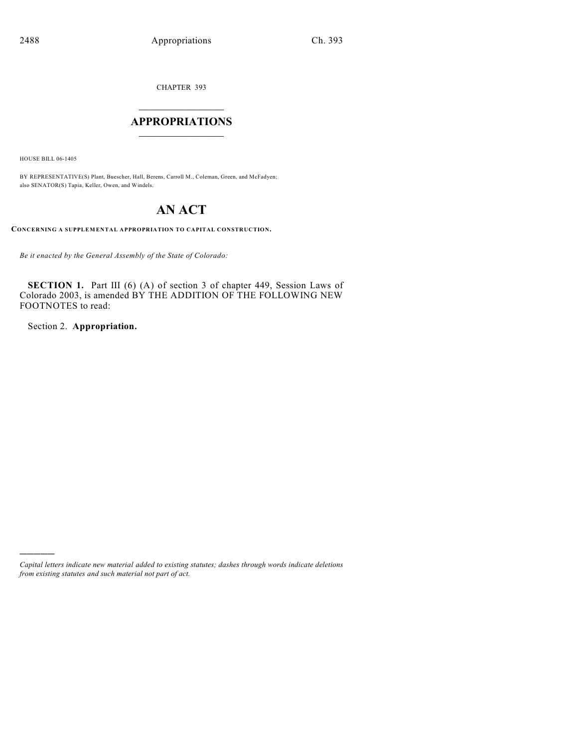CHAPTER 393

# APPROPRIATIONS

HOUSE BILL 06-1405

BY REPRESENTATIVE(S) Plant, Buescher, Hall, Berens, Carroll M., Coleman, Green, and McFadyen; also SENATOR(S) Tapia, Keller, Owen, and Windels.

# AN ACT

**CONCERNING A SUPPLEMENTAL APPROPRIATION TO CAPITAL CONSTRUCTION.**

*Be it enacted by the General Assembly of the State of Colorado:*

**SECTION 1.** Part III (6) (A) of section 3 of chapter 449, Session Laws of Colorado 2003, is amended BY THE ADDITION OF THE FOLLOWING NEW FOOTNOTES to read:

Section 2. **Appropriation.**

---

*Capital letters indicate new material added to existing statutes; dashes through words indicate deletions from existing statutes and such material not part of act.*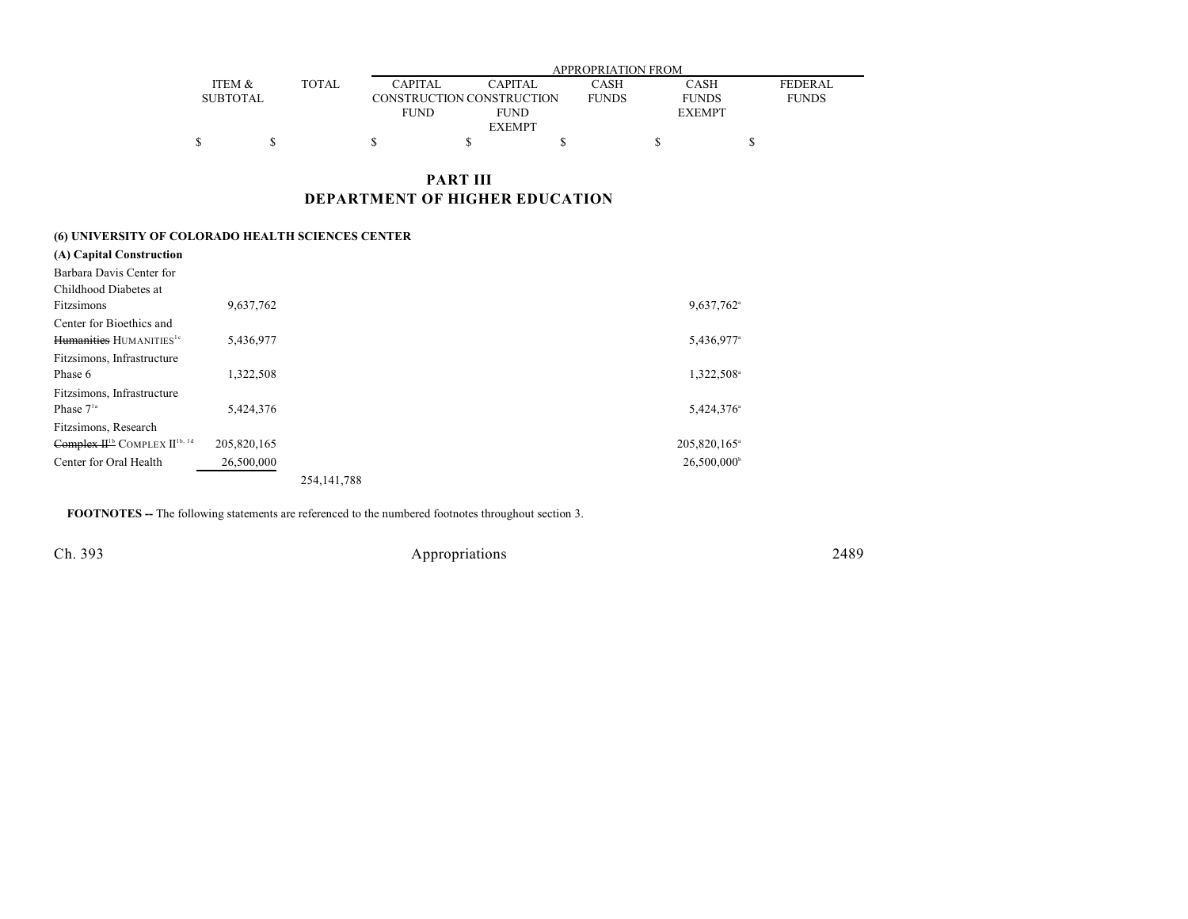| | ITEM & SUBTOTAL | TOTAL | APPROPRIATION FROM | | | | |
|---|---|---|---|---|---|---|---|
| | | | CAPITAL CONSTRUCTION FUND | CAPITAL CONSTRUCTION FUND EXEMPT | CASH FUNDS | CASH FUNDS EXEMPT | FEDERAL FUNDS |
| | $ | $ | $ | $ | $ | $ | $ |

# PART III
# DEPARTMENT OF HIGHER EDUCATION

**(6) UNIVERSITY OF COLORADO HEALTH SCIENCES CENTER**

**(A) Capital Construction**

| | ITEM & SUBTOTAL | TOTAL | CAPITAL CONSTRUCTION FUND | CAPITAL CONSTRUCTION FUND EXEMPT | CASH FUNDS | CASH FUNDS EXEMPT | FEDERAL FUNDS |
|---|---|---|---|---|---|---|---|
| Barbara Davis Center for Childhood Diabetes at Fitzsimons | 9,637,762 | | | | | 9,637,762[a] | |
| Center for Bioethics and ~~Humanities~~ HUMANITIES[1c] | 5,436,977 | | | | | 5,436,977[a] | |
| Fitzsimons, Infrastructure Phase 6 | 1,322,508 | | | | | 1,322,508[a] | |
| Fitzsimons, Infrastructure Phase 7[1a] | 5,424,376 | | | | | 5,424,376[a] | |
| Fitzsimons, Research ~~Complex II[1b]~~ COMPLEX II[1b, 1d] | 205,820,165 | | | | | 205,820,165[a] | |
| Center for Oral Health | 26,500,000 | | | | | 26,500,000[b] | |
| | | 254,141,788 | | | | | |

**FOOTNOTES --** The following statements are referenced to the numbered footnotes throughout section 3.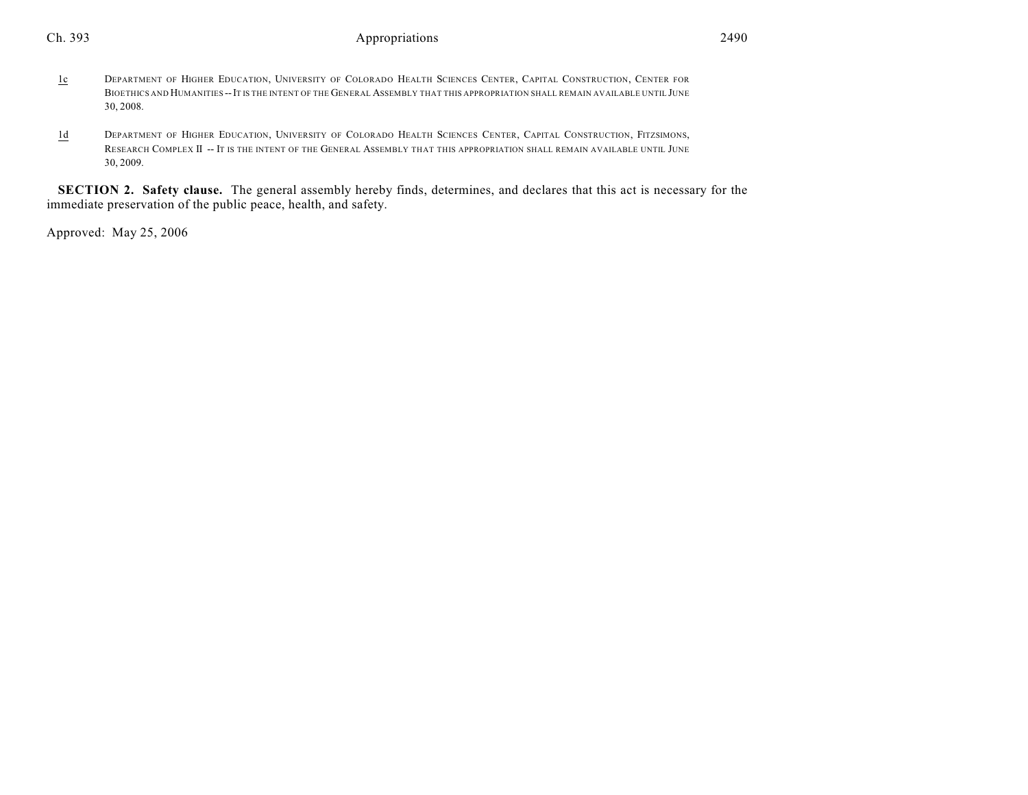1c DEPARTMENT OF HIGHER EDUCATION, UNIVERSITY OF COLORADO HEALTH SCIENCES CENTER, CAPITAL CONSTRUCTION, CENTER FOR BIOETHICS AND HUMANITIES -- IT IS THE INTENT OF THE GENERAL ASSEMBLY THAT THIS APPROPRIATION SHALL REMAIN AVAILABLE UNTIL JUNE 30, 2008.

1d DEPARTMENT OF HIGHER EDUCATION, UNIVERSITY OF COLORADO HEALTH SCIENCES CENTER, CAPITAL CONSTRUCTION, FITZSIMONS, RESEARCH COMPLEX II -- IT IS THE INTENT OF THE GENERAL ASSEMBLY THAT THIS APPROPRIATION SHALL REMAIN AVAILABLE UNTIL JUNE 30, 2009.

**SECTION 2. Safety clause.** The general assembly hereby finds, determines, and declares that this act is necessary for the immediate preservation of the public peace, health, and safety.

Approved: May 25, 2006